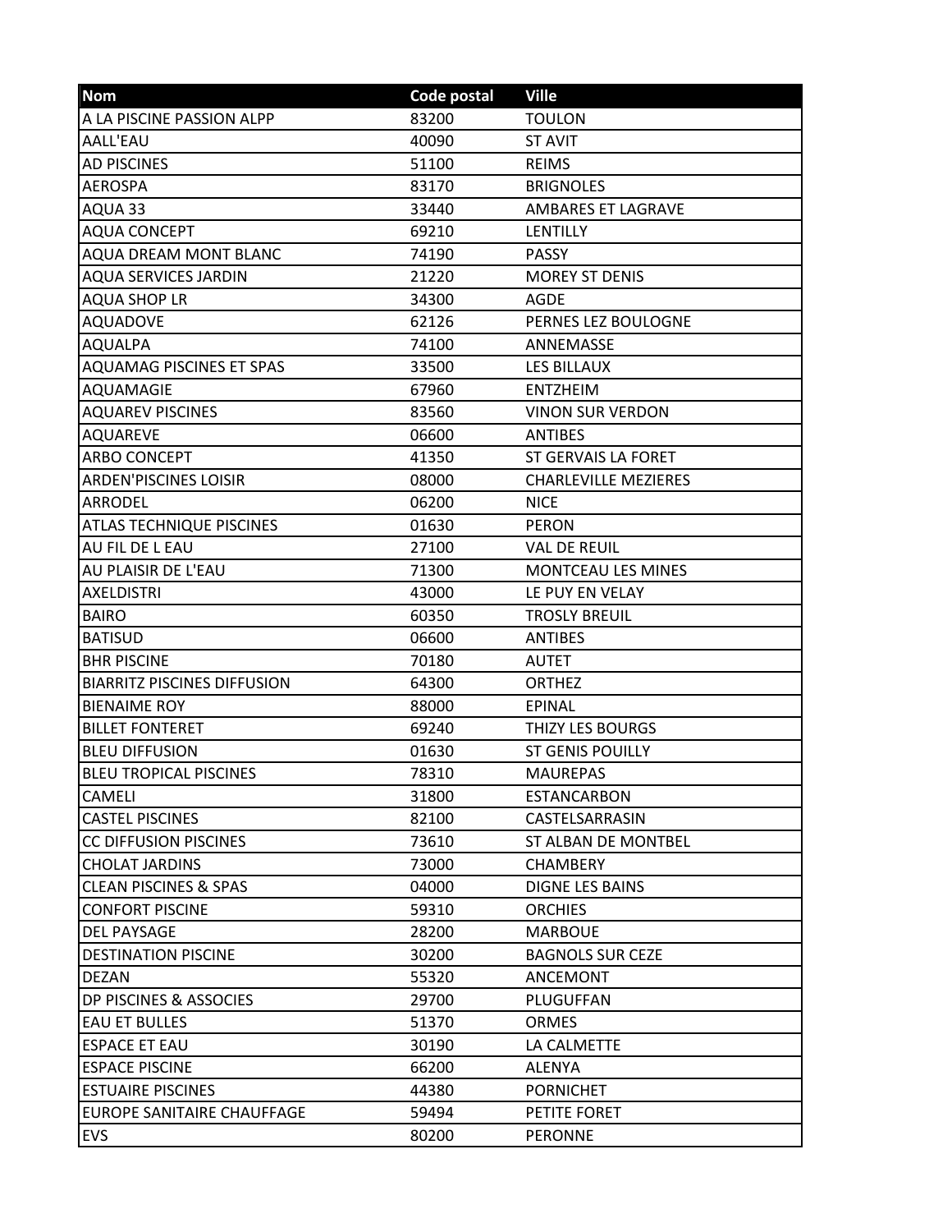| Nom | Code postal | Ville |
|---|---|---|
| A LA PISCINE PASSION ALPP | 83200 | TOULON |
| AALL'EAU | 40090 | ST AVIT |
| AD PISCINES | 51100 | REIMS |
| AEROSPA | 83170 | BRIGNOLES |
| AQUA 33 | 33440 | AMBARES ET LAGRAVE |
| AQUA CONCEPT | 69210 | LENTILLY |
| AQUA DREAM MONT BLANC | 74190 | PASSY |
| AQUA SERVICES JARDIN | 21220 | MOREY ST DENIS |
| AQUA SHOP LR | 34300 | AGDE |
| AQUADOVE | 62126 | PERNES LEZ BOULOGNE |
| AQUALPA | 74100 | ANNEMASSE |
| AQUAMAG PISCINES ET SPAS | 33500 | LES BILLAUX |
| AQUAMAGIE | 67960 | ENTZHEIM |
| AQUAREV PISCINES | 83560 | VINON SUR VERDON |
| AQUAREVE | 06600 | ANTIBES |
| ARBO CONCEPT | 41350 | ST GERVAIS LA FORET |
| ARDEN'PISCINES LOISIR | 08000 | CHARLEVILLE MEZIERES |
| ARRODEL | 06200 | NICE |
| ATLAS TECHNIQUE PISCINES | 01630 | PERON |
| AU FIL DE L EAU | 27100 | VAL DE REUIL |
| AU PLAISIR DE L'EAU | 71300 | MONTCEAU LES MINES |
| AXELDISTRI | 43000 | LE PUY EN VELAY |
| BAIRO | 60350 | TROSLY BREUIL |
| BATISUD | 06600 | ANTIBES |
| BHR PISCINE | 70180 | AUTET |
| BIARRITZ PISCINES DIFFUSION | 64300 | ORTHEZ |
| BIENAIME ROY | 88000 | EPINAL |
| BILLET FONTERET | 69240 | THIZY LES BOURGS |
| BLEU DIFFUSION | 01630 | ST GENIS POUILLY |
| BLEU TROPICAL PISCINES | 78310 | MAUREPAS |
| CAMELI | 31800 | ESTANCARBON |
| CASTEL PISCINES | 82100 | CASTELSARRASIN |
| CC DIFFUSION PISCINES | 73610 | ST ALBAN DE MONTBEL |
| CHOLAT JARDINS | 73000 | CHAMBERY |
| CLEAN PISCINES & SPAS | 04000 | DIGNE LES BAINS |
| CONFORT PISCINE | 59310 | ORCHIES |
| DEL PAYSAGE | 28200 | MARBOUE |
| DESTINATION PISCINE | 30200 | BAGNOLS SUR CEZE |
| DEZAN | 55320 | ANCEMONT |
| DP PISCINES & ASSOCIES | 29700 | PLUGUFFAN |
| EAU ET BULLES | 51370 | ORMES |
| ESPACE ET EAU | 30190 | LA CALMETTE |
| ESPACE PISCINE | 66200 | ALENYA |
| ESTUAIRE PISCINES | 44380 | PORNICHET |
| EUROPE SANITAIRE CHAUFFAGE | 59494 | PETITE FORET |
| EVS | 80200 | PERONNE |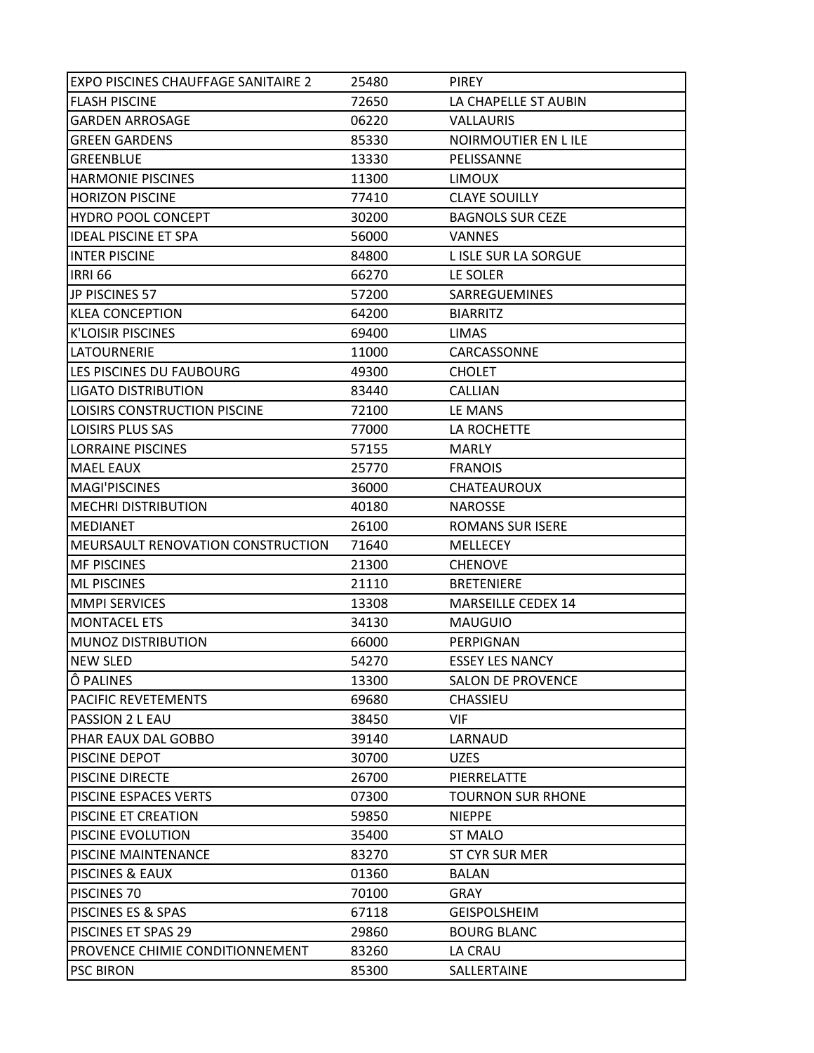| EXPO PISCINES CHAUFFAGE SANITAIRE 2 | 25480 | PIREY |
|---|---|---|
| FLASH PISCINE | 72650 | LA CHAPELLE ST AUBIN |
| GARDEN ARROSAGE | 06220 | VALLAURIS |
| GREEN GARDENS | 85330 | NOIRMOUTIER EN L ILE |
| GREENBLUE | 13330 | PELISSANNE |
| HARMONIE PISCINES | 11300 | LIMOUX |
| HORIZON PISCINE | 77410 | CLAYE SOUILLY |
| HYDRO POOL CONCEPT | 30200 | BAGNOLS SUR CEZE |
| IDEAL PISCINE ET SPA | 56000 | VANNES |
| INTER PISCINE | 84800 | L ISLE SUR LA SORGUE |
| IRRI 66 | 66270 | LE SOLER |
| JP PISCINES 57 | 57200 | SARREGUEMINES |
| KLEA CONCEPTION | 64200 | BIARRITZ |
| K'LOISIR PISCINES | 69400 | LIMAS |
| LATOURNERIE | 11000 | CARCASSONNE |
| LES PISCINES DU FAUBOURG | 49300 | CHOLET |
| LIGATO DISTRIBUTION | 83440 | CALLIAN |
| LOISIRS CONSTRUCTION PISCINE | 72100 | LE MANS |
| LOISIRS PLUS SAS | 77000 | LA ROCHETTE |
| LORRAINE PISCINES | 57155 | MARLY |
| MAEL EAUX | 25770 | FRANOIS |
| MAGI'PISCINES | 36000 | CHATEAUROUX |
| MECHRI DISTRIBUTION | 40180 | NAROSSE |
| MEDIANET | 26100 | ROMANS SUR ISERE |
| MEURSAULT RENOVATION CONSTRUCTION | 71640 | MELLECEY |
| MF PISCINES | 21300 | CHENOVE |
| ML PISCINES | 21110 | BRETENIERE |
| MMPI SERVICES | 13308 | MARSEILLE CEDEX 14 |
| MONTACEL ETS | 34130 | MAUGUIO |
| MUNOZ DISTRIBUTION | 66000 | PERPIGNAN |
| NEW SLED | 54270 | ESSEY LES NANCY |
| Ô PALINES | 13300 | SALON DE PROVENCE |
| PACIFIC REVETEMENTS | 69680 | CHASSIEU |
| PASSION 2 L EAU | 38450 | VIF |
| PHAR EAUX DAL GOBBO | 39140 | LARNAUD |
| PISCINE DEPOT | 30700 | UZES |
| PISCINE DIRECTE | 26700 | PIERRELATTE |
| PISCINE ESPACES VERTS | 07300 | TOURNON SUR RHONE |
| PISCINE ET CREATION | 59850 | NIEPPE |
| PISCINE EVOLUTION | 35400 | ST MALO |
| PISCINE MAINTENANCE | 83270 | ST CYR SUR MER |
| PISCINES & EAUX | 01360 | BALAN |
| PISCINES 70 | 70100 | GRAY |
| PISCINES ES & SPAS | 67118 | GEISPOLSHEIM |
| PISCINES ET SPAS 29 | 29860 | BOURG BLANC |
| PROVENCE CHIMIE CONDITIONNEMENT | 83260 | LA CRAU |
| PSC BIRON | 85300 | SALLERTAINE |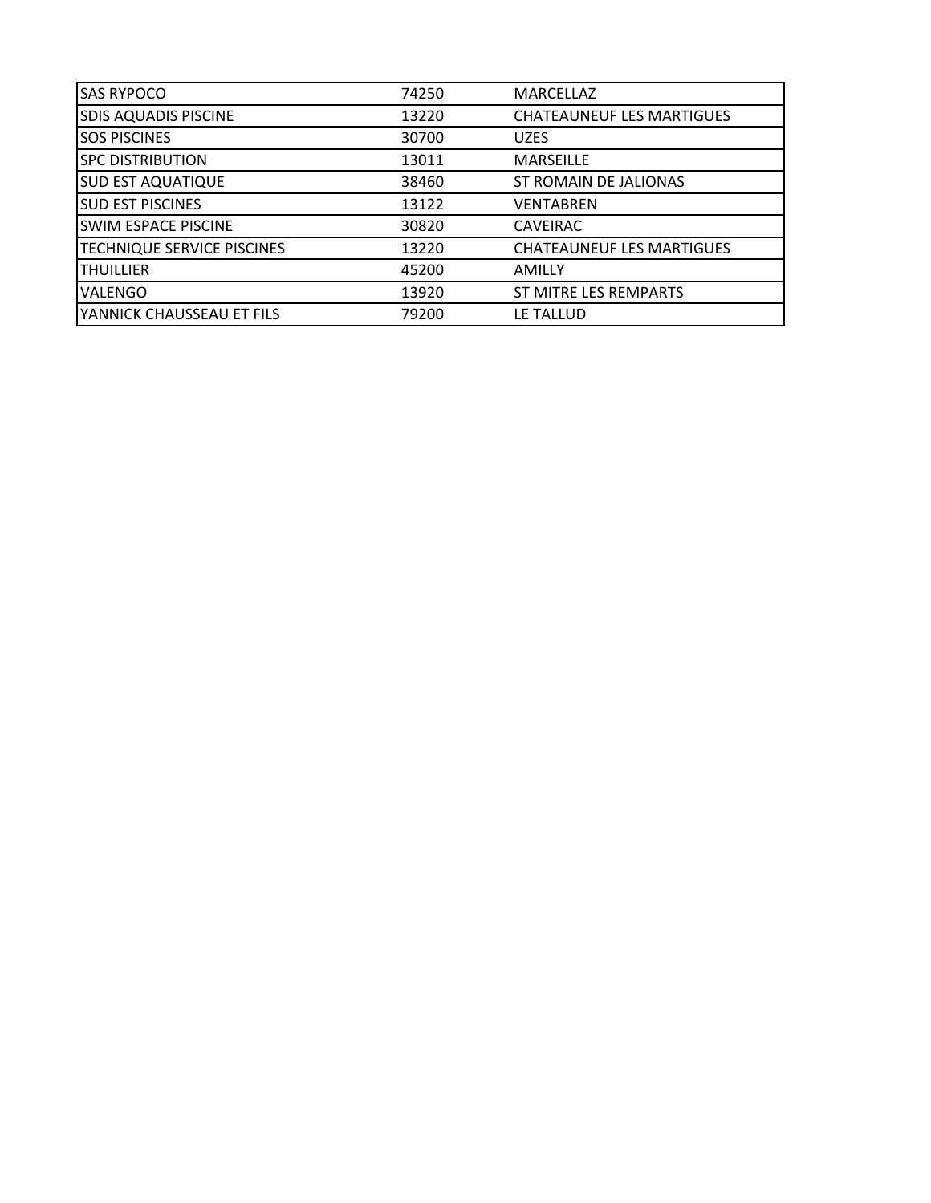| | | |
|---|---|---|
| SAS RYPOCO | 74250 | MARCELLAZ |
| SDIS AQUADIS PISCINE | 13220 | CHATEAUNEUF LES MARTIGUES |
| SOS PISCINES | 30700 | UZES |
| SPC DISTRIBUTION | 13011 | MARSEILLE |
| SUD EST AQUATIQUE | 38460 | ST ROMAIN DE JALIONAS |
| SUD EST PISCINES | 13122 | VENTABREN |
| SWIM ESPACE PISCINE | 30820 | CAVEIRAC |
| TECHNIQUE SERVICE PISCINES | 13220 | CHATEAUNEUF LES MARTIGUES |
| THUILLIER | 45200 | AMILLY |
| VALENGO | 13920 | ST MITRE LES REMPARTS |
| YANNICK CHAUSSEAU ET FILS | 79200 | LE TALLUD |